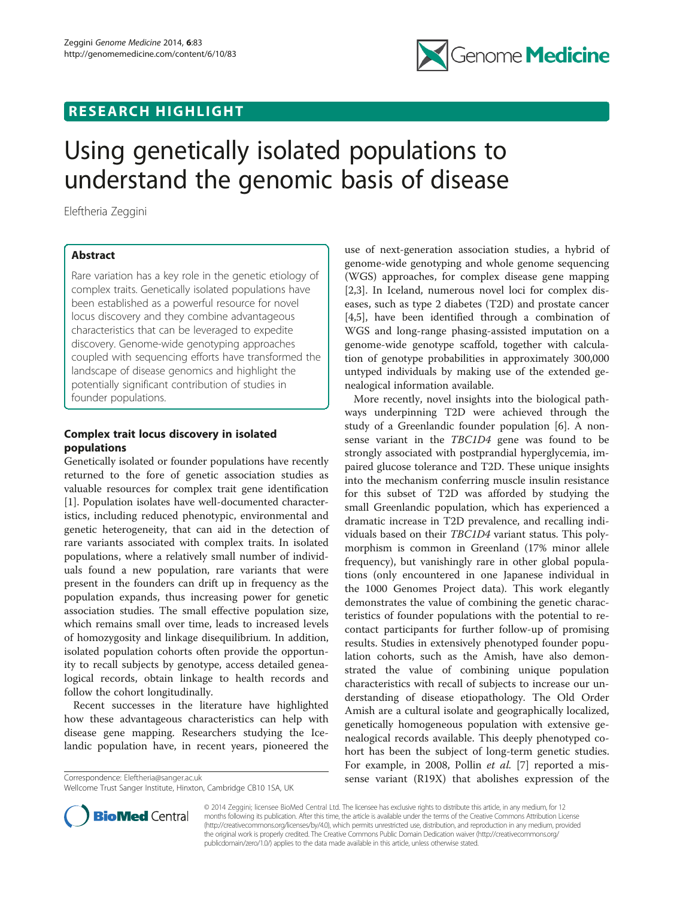**RESEARCH HIGHLIGHT**

# Using genetically isolated populations to understand the genomic basis of disease

Eleftheria Zeggini

## Abstract

Rare variation has a key role in the genetic etiology of complex traits. Genetically isolated populations have been established as a powerful resource for novel locus discovery and they combine advantageous characteristics that can be leveraged to expedite discovery. Genome-wide genotyping approaches coupled with sequencing efforts have transformed the landscape of disease genomics and highlight the potentially significant contribution of studies in founder populations.

## Complex trait locus discovery in isolated populations

Genetically isolated or founder populations have recently returned to the fore of genetic association studies as valuable resources for complex trait gene identification [1]. Population isolates have well-documented characteristics, including reduced phenotypic, environmental and genetic heterogeneity, that can aid in the detection of rare variants associated with complex traits. In isolated populations, where a relatively small number of individuals found a new population, rare variants that were present in the founders can drift up in frequency as the population expands, thus increasing power for genetic association studies. The small effective population size, which remains small over time, leads to increased levels of homozygosity and linkage disequilibrium. In addition, isolated population cohorts often provide the opportunity to recall subjects by genotype, access detailed genealogical records, obtain linkage to health records and follow the cohort longitudinally.

Recent successes in the literature have highlighted how these advantageous characteristics can help with disease gene mapping. Researchers studying the Icelandic population have, in recent years, pioneered the use of next-generation association studies, a hybrid of genome-wide genotyping and whole genome sequencing (WGS) approaches, for complex disease gene mapping [2,3]. In Iceland, numerous novel loci for complex diseases, such as type 2 diabetes (T2D) and prostate cancer [4,5], have been identified through a combination of WGS and long-range phasing-assisted imputation on a genome-wide genotype scaffold, together with calculation of genotype probabilities in approximately 300,000 untyped individuals by making use of the extended genealogical information available.

More recently, novel insights into the biological pathways underpinning T2D were achieved through the study of a Greenlandic founder population [6]. A nonsense variant in the *TBC1D4* gene was found to be strongly associated with postprandial hyperglycemia, impaired glucose tolerance and T2D. These unique insights into the mechanism conferring muscle insulin resistance for this subset of T2D was afforded by studying the small Greenlandic population, which has experienced a dramatic increase in T2D prevalence, and recalling individuals based on their *TBC1D4* variant status. This polymorphism is common in Greenland (17% minor allele frequency), but vanishingly rare in other global populations (only encountered in one Japanese individual in the 1000 Genomes Project data). This work elegantly demonstrates the value of combining the genetic characteristics of founder populations with the potential to recontact participants for further follow-up of promising results. Studies in extensively phenotyped founder population cohorts, such as the Amish, have also demonstrated the value of combining unique population characteristics with recall of subjects to increase our understanding of disease etiopathology. The Old Order Amish are a cultural isolate and geographically localized, genetically homogeneous population with extensive genealogical records available. This deeply phenotyped cohort has been the subject of long-term genetic studies. For example, in 2008, Pollin *et al.* [7] reported a missense variant (R19X) that abolishes expression of the

Correspondence: Eleftheria@sanger.ac.uk
Wellcome Trust Sanger Institute, Hinxton, Cambridge CB10 1SA, UK

© 2014 Zeggini; licensee BioMed Central Ltd. This article is distributed under the terms of the Creative Commons Attribution License, for 12 months following its publication. After this time, the article is available under the terms of the Creative Commons Attribution License (http://creativecommons.org/licenses/by/4.0), which permits unrestricted use, distribution, and reproduction in any medium, provided the original work is properly credited. The Creative Commons Public Domain Dedication waiver (http://creativecommons.org/publicdomain/zero/1.0/) applies to the data made available in this article, unless otherwise stated.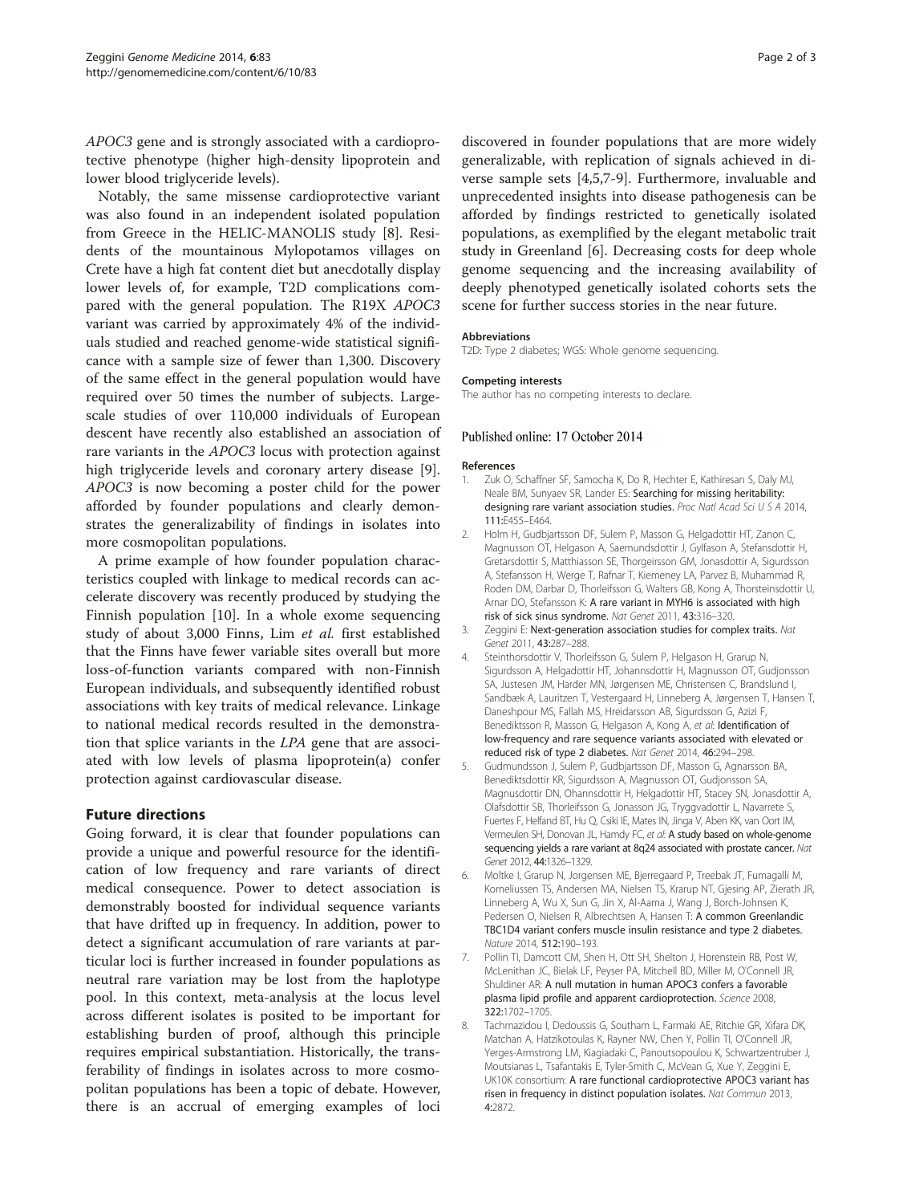*APOC3* gene and is strongly associated with a cardioprotective phenotype (higher high-density lipoprotein and lower blood triglyceride levels).

Notably, the same missense cardioprotective variant was also found in an independent isolated population from Greece in the HELIC-MANOLIS study [8]. Residents of the mountainous Mylopotamos villages on Crete have a high fat content diet but anecdotally display lower levels of, for example, T2D complications compared with the general population. The R19X *APOC3* variant was carried by approximately 4% of the individuals studied and reached genome-wide statistical significance with a sample size of fewer than 1,300. Discovery of the same effect in the general population would have required over 50 times the number of subjects. Large-scale studies of over 110,000 individuals of European descent have recently also established an association of rare variants in the *APOC3* locus with protection against high triglyceride levels and coronary artery disease [9]. *APOC3* is now becoming a poster child for the power afforded by founder populations and clearly demonstrates the generalizability of findings in isolates into more cosmopolitan populations.

A prime example of how founder population characteristics coupled with linkage to medical records can accelerate discovery was recently produced by studying the Finnish population [10]. In a whole exome sequencing study of about 3,000 Finns, Lim *et al.* first established that the Finns have fewer variable sites overall but more loss-of-function variants compared with non-Finnish European individuals, and subsequently identified robust associations with key traits of medical relevance. Linkage to national medical records resulted in the demonstration that splice variants in the *LPA* gene that are associated with low levels of plasma lipoprotein(a) confer protection against cardiovascular disease.

## Future directions

Going forward, it is clear that founder populations can provide a unique and powerful resource for the identification of low frequency and rare variants of direct medical consequence. Power to detect association is demonstrably boosted for individual sequence variants that have drifted up in frequency. In addition, power to detect a significant accumulation of rare variants at particular loci is further increased in founder populations as neutral rare variation may be lost from the haplotype pool. In this context, meta-analysis at the locus level across different isolates is posited to be important for establishing burden of proof, although this principle requires empirical substantiation. Historically, the transferability of findings in isolates across to more cosmopolitan populations has been a topic of debate. However, there is an accrual of emerging examples of loci discovered in founder populations that are more widely generalizable, with replication of signals achieved in diverse sample sets [4,5,7-9]. Furthermore, invaluable and unprecedented insights into disease pathogenesis can be afforded by findings restricted to genetically isolated populations, as exemplified by the elegant metabolic trait study in Greenland [6]. Decreasing costs for deep whole genome sequencing and the increasing availability of deeply phenotyped genetically isolated cohorts sets the scene for further success stories in the near future.

#### Abbreviations

T2D: Type 2 diabetes; WGS: Whole genome sequencing.

#### Competing interests

The author has no competing interests to declare.

Published online: 17 October 2014

#### References

1. Zuk O, Schaffner SF, Samocha K, Do R, Hechter E, Kathiresan S, Daly MJ, Neale BM, Sunyaev SR, Lander ES: Searching for missing heritability: designing rare variant association studies. *Proc Natl Acad Sci U S A* 2014, **111**:E455–E464.
2. Holm H, Gudbjartsson DF, Sulem P, Masson G, Helgadottir HT, Zanon C, Magnusson OT, Helgason A, Saemundsdottir J, Gylfason A, Stefansdottir H, Gretarsdottir S, Matthiasson SE, Thorgeirsson GM, Jonasdottir A, Sigurdsson A, Stefansson H, Werge T, Rafnar T, Kiemeney LA, Parvez B, Muhammad R, Roden DM, Darbar D, Thorleifsson G, Walters GB, Kong A, Thorsteinsdottir U, Arnar DO, Stefansson K: A rare variant in MYH6 is associated with high risk of sick sinus syndrome. *Nat Genet* 2011, **43**:316–320.
3. Zeggini E: Next-generation association studies for complex traits. *Nat Genet* 2011, **43**:287–288.
4. Steinthorsdottir V, Thorleifsson G, Sulem P, Helgason H, Grarup N, Sigurdsson A, Helgadottir HT, Johannsdottir H, Magnusson OT, Gudjonsson SA, Justesen JM, Harder MN, Jørgensen ME, Christensen C, Brandslund I, Sandbæk A, Lauritzen T, Vestergaard H, Linneberg A, Jørgensen T, Hansen T, Daneshpour MS, Fallah MS, Hreidarsson AB, Sigurdsson G, Azizi F, Benediktsson R, Masson G, Helgason A, Kong A, *et al*: Identification of low-frequency and rare sequence variants associated with elevated or reduced risk of type 2 diabetes. *Nat Genet* 2014, **46**:294–298.
5. Gudmundsson J, Sulem P, Gudbjartsson DF, Masson G, Agnarsson BA, Benediktsdottir KR, Sigurdsson A, Magnusson OT, Gudjonsson SA, Magnusdottir DN, Ohannsdottir H, Helgadottir HT, Stacey SN, Jonasdottir A, Olafsdottir SB, Thorleifsson G, Jonasson JG, Tryggvadottir L, Navarrete S, Fuertes F, Helfand BT, Hu Q, Csiki IE, Mates IN, Jinga V, Aben KK, van Oort IM, Vermeulen SH, Donovan JL, Hamdy FC, *et al*: A study based on whole-genome sequencing yields a rare variant at 8q24 associated with prostate cancer. *Nat Genet* 2012, **44**:1326–1329.
6. Moltke I, Grarup N, Jorgensen ME, Bjerregaard P, Treebak JT, Fumagalli M, Korneliussen TS, Andersen MA, Nielsen TS, Krarup NT, Gjesing AP, Zierath JR, Linneberg A, Wu X, Sun G, Jin X, Al-Aama J, Wang J, Borch-Johnsen K, Pedersen O, Nielsen R, Albrechtsen A, Hansen T: A common Greenlandic TBC1D4 variant confers muscle insulin resistance and type 2 diabetes. *Nature* 2014, **512**:190–193.
7. Pollin TI, Damcott CM, Shen H, Ott SH, Shelton J, Horenstein RB, Post W, McLenithan JC, Bielak LF, Peyser PA, Mitchell BD, Miller M, O'Connell JR, Shuldiner AR: A null mutation in human APOC3 confers a favorable plasma lipid profile and apparent cardioprotection. *Science* 2008, **322**:1702–1705.
8. Tachmazidou I, Dedoussis G, Southam L, Farmaki AE, Ritchie GR, Xifara DK, Matchan A, Hatzikotoulas K, Rayner NW, Chen Y, Pollin TI, O'Connell JR, Yerges-Armstrong LM, Kiagiadaki C, Panoutsopoulou K, Schwartzentruber J, Moutsianas L, Tsafantakis E, Tyler-Smith C, McVean G, Xue Y, Zeggini E, UK10K consortium: A rare functional cardioprotective APOC3 variant has risen in frequency in distinct population isolates. *Nat Commun* 2013, **4**:2872.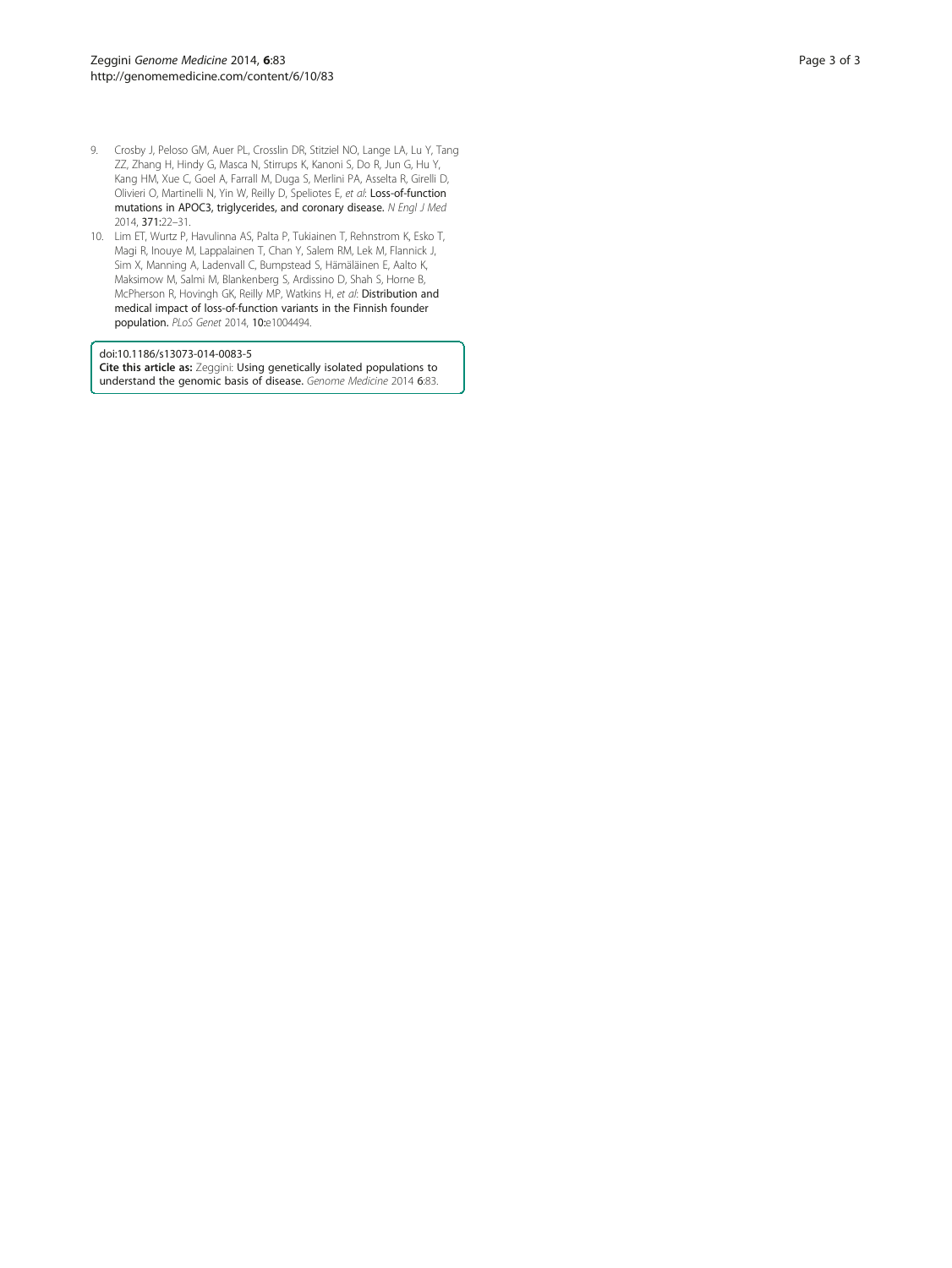9. Crosby J, Peloso GM, Auer PL, Crosslin DR, Stitziel NO, Lange LA, Lu Y, Tang ZZ, Zhang H, Hindy G, Masca N, Stirrups K, Kanoni S, Do R, Jun G, Hu Y, Kang HM, Xue C, Goel A, Farrall M, Duga S, Merlini PA, Asselta R, Girelli D, Olivieri O, Martinelli N, Yin W, Reilly D, Speliotes E, *et al*: **Loss-of-function mutations in APOC3, triglycerides, and coronary disease.** *N Engl J Med* 2014, **371:**22–31.
10. Lim ET, Wurtz P, Havulinna AS, Palta P, Tukiainen T, Rehnstrom K, Esko T, Magi R, Inouye M, Lappalainen T, Chan Y, Salem RM, Lek M, Flannick J, Sim X, Manning A, Ladenvall C, Bumpstead S, Hämäläinen E, Aalto K, Maksimow M, Salmi M, Blankenberg S, Ardissino D, Shah S, Horne B, McPherson R, Hovingh GK, Reilly MP, Watkins H, *et al*: **Distribution and medical impact of loss-of-function variants in the Finnish founder population.** *PLoS Genet* 2014, **10:**e1004494.

doi:10.1186/s13073-014-0083-5
**Cite this article as:** Zeggini: Using genetically isolated populations to understand the genomic basis of disease. *Genome Medicine* 2014 **6**:83.